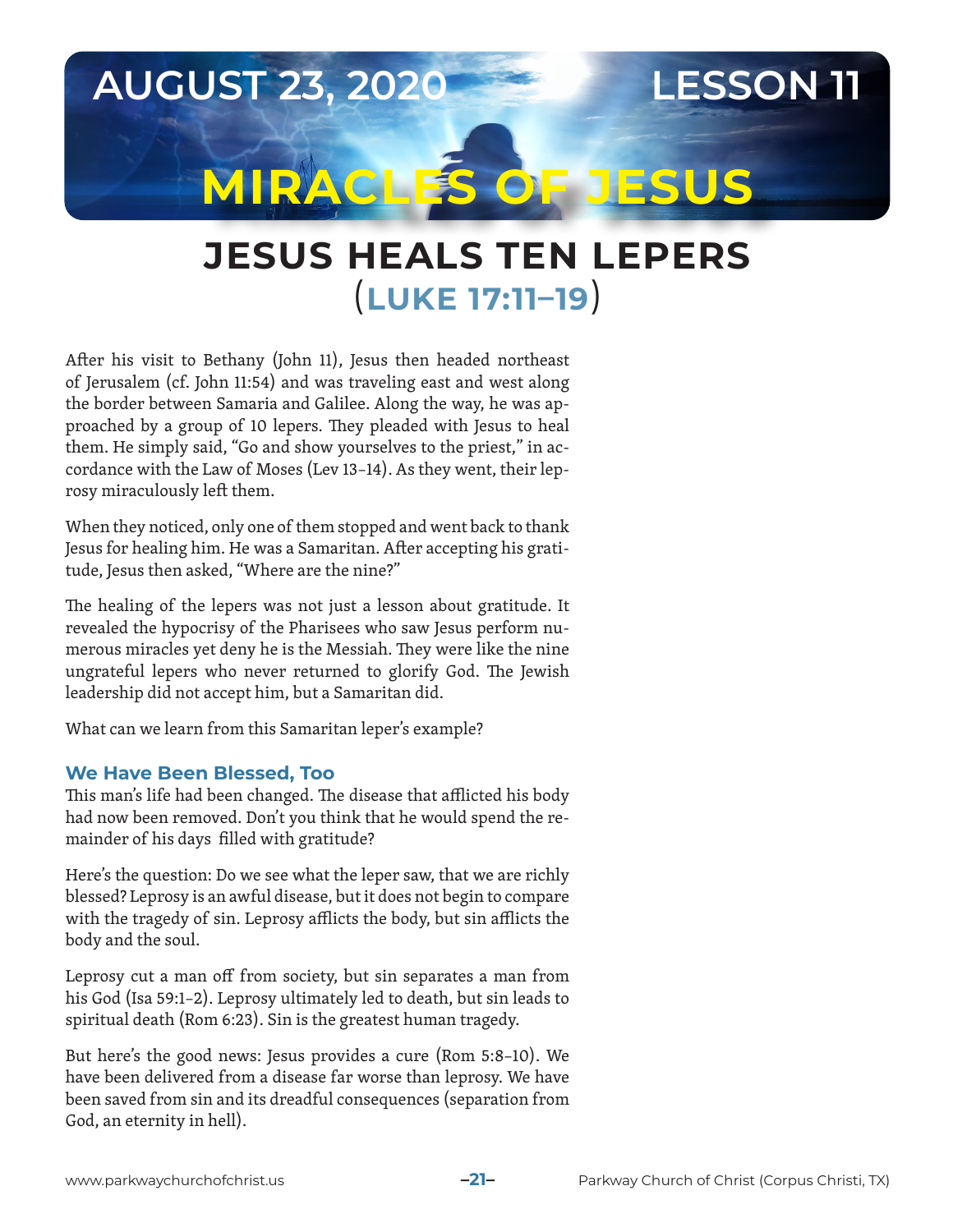AUGUST 23, 2020 — LESSON 11

# MIRACLES OF JESUS

## JESUS HEALS TEN LEPERS (LUKE 17:11–19)

After his visit to Bethany (John 11), Jesus then headed northeast of Jerusalem (cf. John 11:54) and was traveling east and west along the border between Samaria and Galilee. Along the way, he was approached by a group of 10 lepers. They pleaded with Jesus to heal them. He simply said, "Go and show yourselves to the priest," in accordance with the Law of Moses (Lev 13–14). As they went, their leprosy miraculously left them.

When they noticed, only one of them stopped and went back to thank Jesus for healing him. He was a Samaritan. After accepting his gratitude, Jesus then asked, "Where are the nine?"

The healing of the lepers was not just a lesson about gratitude. It revealed the hypocrisy of the Pharisees who saw Jesus perform numerous miracles yet deny he is the Messiah. They were like the nine ungrateful lepers who never returned to glorify God. The Jewish leadership did not accept him, but a Samaritan did.

What can we learn from this Samaritan leper's example?

### We Have Been Blessed, Too

This man's life had been changed. The disease that afflicted his body had now been removed. Don't you think that he would spend the remainder of his days filled with gratitude?

Here's the question: Do we see what the leper saw, that we are richly blessed? Leprosy is an awful disease, but it does not begin to compare with the tragedy of sin. Leprosy afflicts the body, but sin afflicts the body and the soul.

Leprosy cut a man off from society, but sin separates a man from his God (Isa 59:1–2). Leprosy ultimately led to death, but sin leads to spiritual death (Rom 6:23). Sin is the greatest human tragedy.

But here's the good news: Jesus provides a cure (Rom 5:8–10). We have been delivered from a disease far worse than leprosy. We have been saved from sin and its dreadful consequences (separation from God, an eternity in hell).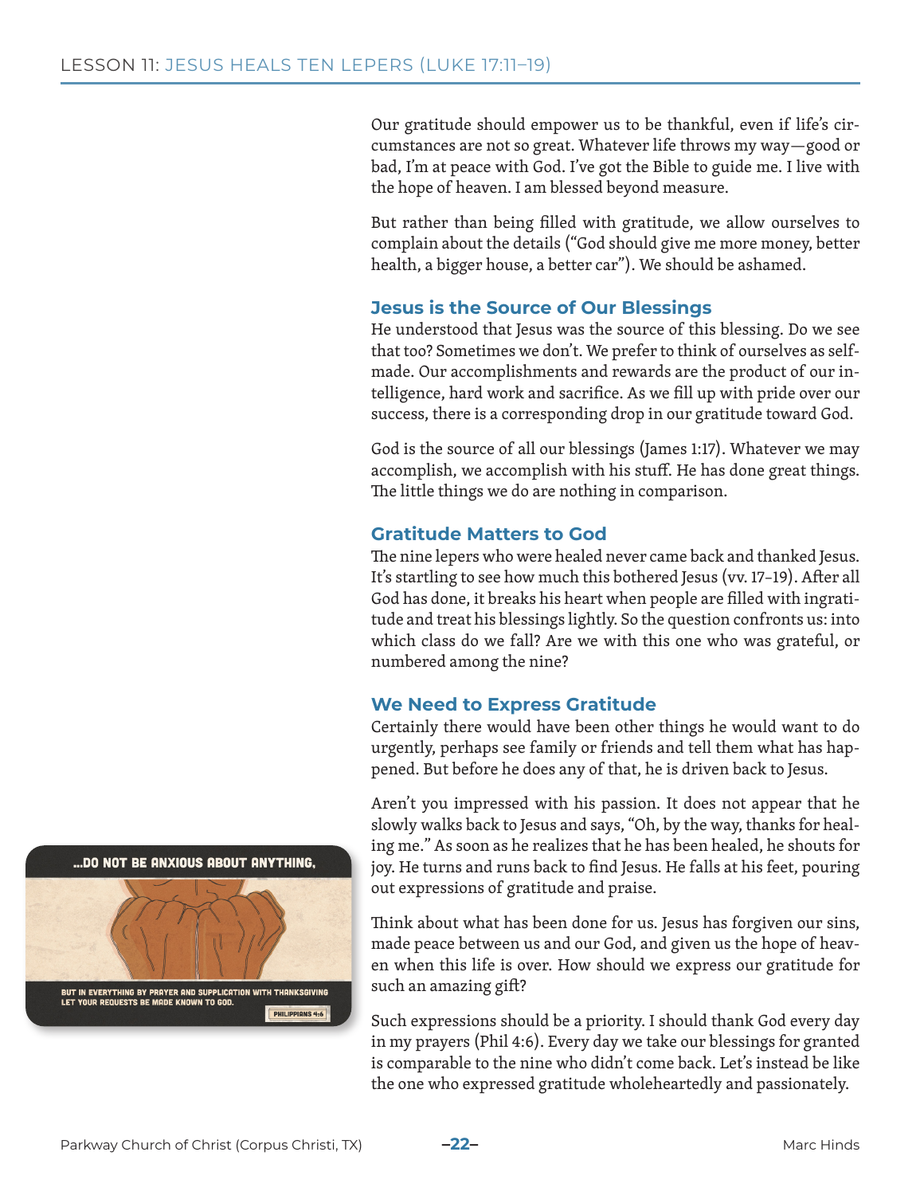Our gratitude should empower us to be thankful, even if life's circumstances are not so great. Whatever life throws my way—good or bad, I'm at peace with God. I've got the Bible to guide me. I live with the hope of heaven. I am blessed beyond measure.

But rather than being filled with gratitude, we allow ourselves to complain about the details ("God should give me more money, better health, a bigger house, a better car"). We should be ashamed.

### Jesus is the Source of Our Blessings

He understood that Jesus was the source of this blessing. Do we see that too? Sometimes we don't. We prefer to think of ourselves as self-made. Our accomplishments and rewards are the product of our intelligence, hard work and sacrifice. As we fill up with pride over our success, there is a corresponding drop in our gratitude toward God.

God is the source of all our blessings (James 1:17). Whatever we may accomplish, we accomplish with his stuff. He has done great things. The little things we do are nothing in comparison.

### Gratitude Matters to God

The nine lepers who were healed never came back and thanked Jesus. It's startling to see how much this bothered Jesus (vv. 17–19). After all God has done, it breaks his heart when people are filled with ingratitude and treat his blessings lightly. So the question confronts us: into which class do we fall? Are we with this one who was grateful, or numbered among the nine?

### We Need to Express Gratitude

Certainly there would have been other things he would want to do urgently, perhaps see family or friends and tell them what has happened. But before he does any of that, he is driven back to Jesus.

Aren't you impressed with his passion. It does not appear that he slowly walks back to Jesus and says, "Oh, by the way, thanks for healing me." As soon as he realizes that he has been healed, he shouts for joy. He turns and runs back to find Jesus. He falls at his feet, pouring out expressions of gratitude and praise.

Think about what has been done for us. Jesus has forgiven our sins, made peace between us and our God, and given us the hope of heaven when this life is over. How should we express our gratitude for such an amazing gift?

Such expressions should be a priority. I should thank God every day in my prayers (Phil 4:6). Every day we take our blessings for granted is comparable to the nine who didn't come back. Let's instead be like the one who expressed gratitude wholeheartedly and passionately.

...DO NOT BE ANXIOUS ABOUT ANYTHING,

BUT IN EVERYTHING BY PRAYER AND SUPPLICATION WITH THANKSGIVING LET YOUR REQUESTS BE MADE KNOWN TO GOD.

PHILIPPIANS 4:6